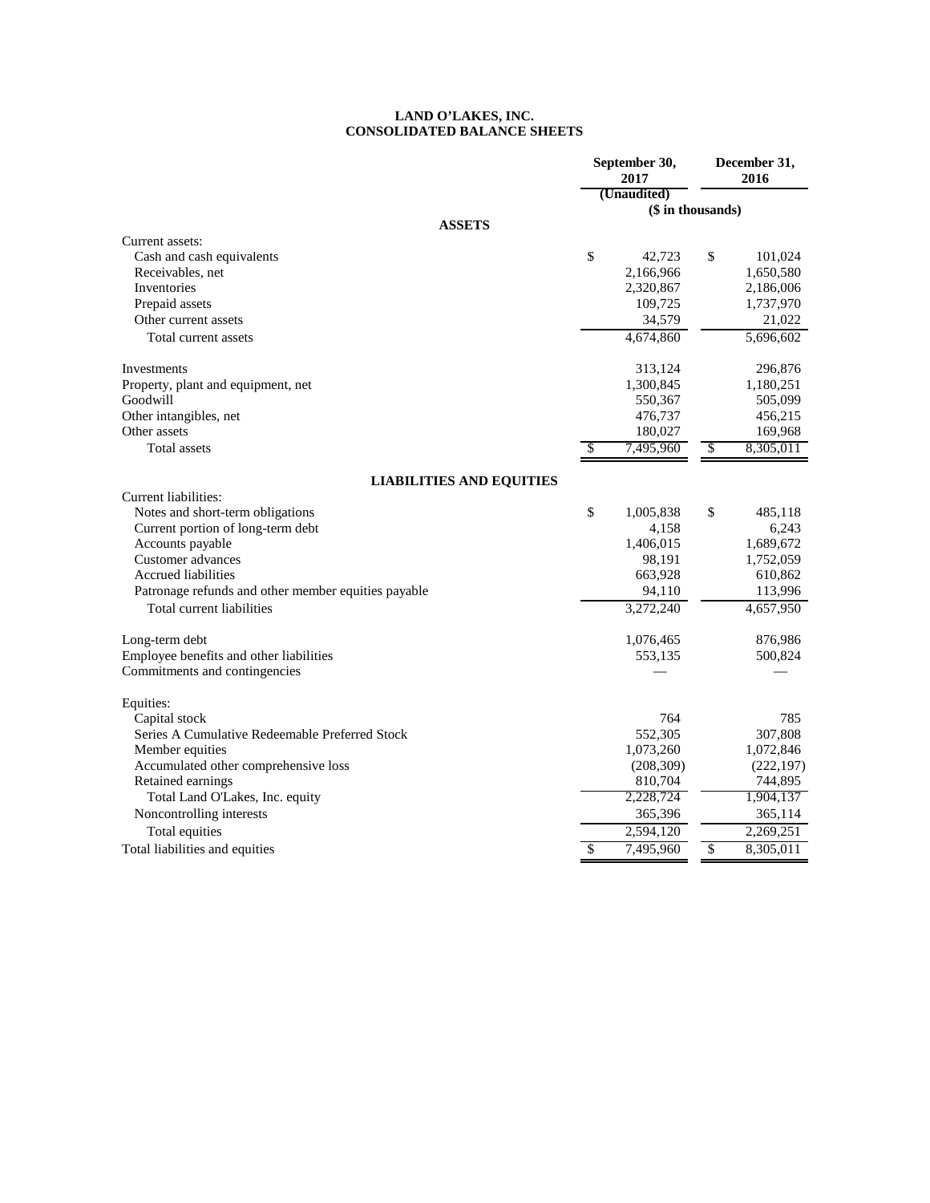# LAND O'LAKES, INC.
## CONSOLIDATED BALANCE SHEETS

| | September 30, 2017 | December 31, 2016 |
|---|---|---|
| | (Unaudited) | |
| | ($ in thousands) | |
| **ASSETS** | | |
| Current assets: | | |
| Cash and cash equivalents | $ 42,723 | $ 101,024 |
| Receivables, net | 2,166,966 | 1,650,580 |
| Inventories | 2,320,867 | 2,186,006 |
| Prepaid assets | 109,725 | 1,737,970 |
| Other current assets | 34,579 | 21,022 |
| Total current assets | 4,674,860 | 5,696,602 |
| Investments | 313,124 | 296,876 |
| Property, plant and equipment, net | 1,300,845 | 1,180,251 |
| Goodwill | 550,367 | 505,099 |
| Other intangibles, net | 476,737 | 456,215 |
| Other assets | 180,027 | 169,968 |
| Total assets | $ 7,495,960 | $ 8,305,011 |
| **LIABILITIES AND EQUITIES** | | |
| Current liabilities: | | |
| Notes and short-term obligations | $ 1,005,838 | $ 485,118 |
| Current portion of long-term debt | 4,158 | 6,243 |
| Accounts payable | 1,406,015 | 1,689,672 |
| Customer advances | 98,191 | 1,752,059 |
| Accrued liabilities | 663,928 | 610,862 |
| Patronage refunds and other member equities payable | 94,110 | 113,996 |
| Total current liabilities | 3,272,240 | 4,657,950 |
| Long-term debt | 1,076,465 | 876,986 |
| Employee benefits and other liabilities | 553,135 | 500,824 |
| Commitments and contingencies | — | — |
| Equities: | | |
| Capital stock | 764 | 785 |
| Series A Cumulative Redeemable Preferred Stock | 552,305 | 307,808 |
| Member equities | 1,073,260 | 1,072,846 |
| Accumulated other comprehensive loss | (208,309) | (222,197) |
| Retained earnings | 810,704 | 744,895 |
| Total Land O'Lakes, Inc. equity | 2,228,724 | 1,904,137 |
| Noncontrolling interests | 365,396 | 365,114 |
| Total equities | 2,594,120 | 2,269,251 |
| Total liabilities and equities | $ 7,495,960 | $ 8,305,011 |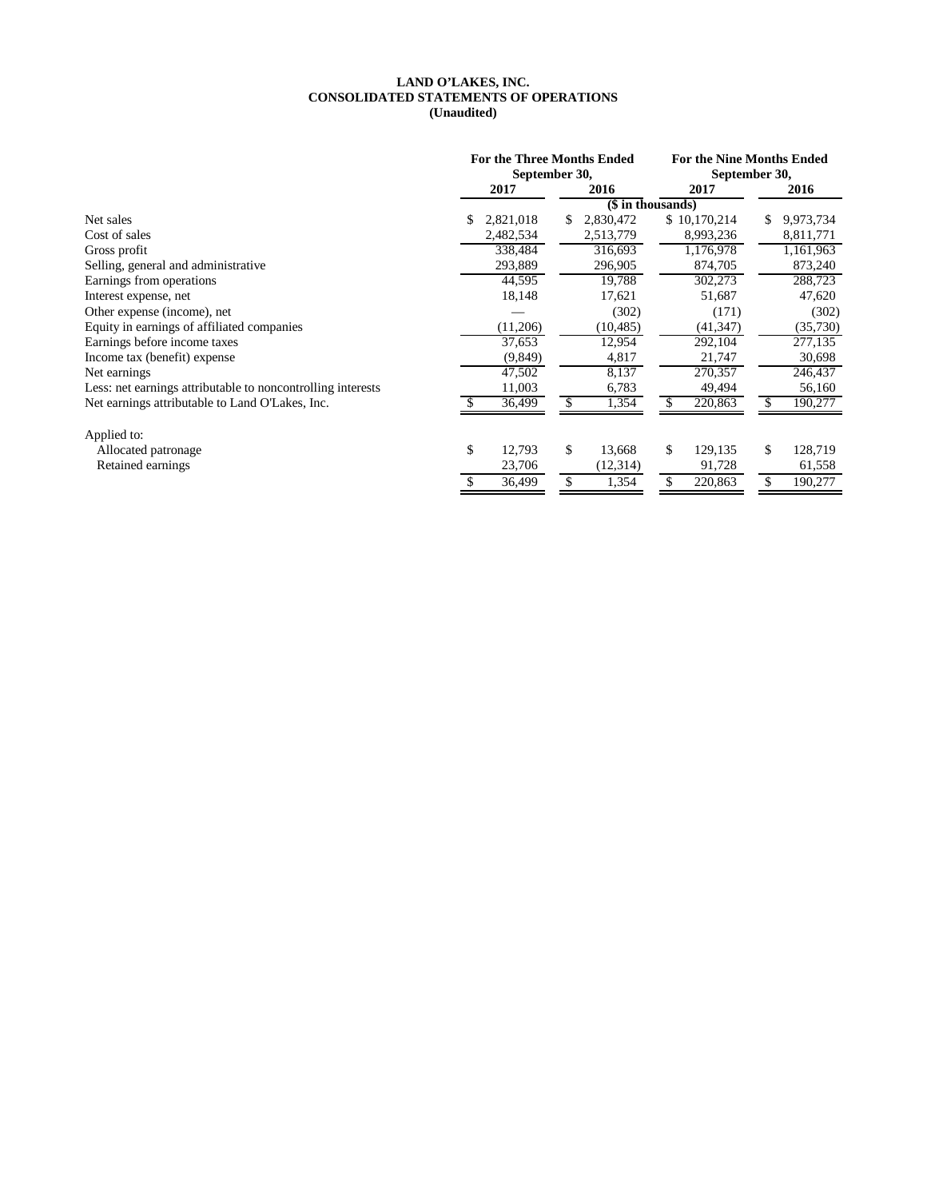**LAND O'LAKES, INC.**
**CONSOLIDATED STATEMENTS OF OPERATIONS**
**(Unaudited)**

| | For the Three Months Ended September 30, | | For the Nine Months Ended September 30, | |
|---|---|---|---|---|
| | 2017 | 2016 | 2017 | 2016 |
| | ($ in thousands) | | | |
| Net sales | $ 2,821,018 | $ 2,830,472 | $ 10,170,214 | $ 9,973,734 |
| Cost of sales | 2,482,534 | 2,513,779 | 8,993,236 | 8,811,771 |
| Gross profit | 338,484 | 316,693 | 1,176,978 | 1,161,963 |
| Selling, general and administrative | 293,889 | 296,905 | 874,705 | 873,240 |
| Earnings from operations | 44,595 | 19,788 | 302,273 | 288,723 |
| Interest expense, net | 18,148 | 17,621 | 51,687 | 47,620 |
| Other expense (income), net | — | (302) | (171) | (302) |
| Equity in earnings of affiliated companies | (11,206) | (10,485) | (41,347) | (35,730) |
| Earnings before income taxes | 37,653 | 12,954 | 292,104 | 277,135 |
| Income tax (benefit) expense | (9,849) | 4,817 | 21,747 | 30,698 |
| Net earnings | 47,502 | 8,137 | 270,357 | 246,437 |
| Less: net earnings attributable to noncontrolling interests | 11,003 | 6,783 | 49,494 | 56,160 |
| Net earnings attributable to Land O'Lakes, Inc. | $ 36,499 | $ 1,354 | $ 220,863 | $ 190,277 |
| | | | | |
| Applied to: | | | | |
| Allocated patronage | $ 12,793 | $ 13,668 | $ 129,135 | $ 128,719 |
| Retained earnings | 23,706 | (12,314) | 91,728 | 61,558 |
| | $ 36,499 | $ 1,354 | $ 220,863 | $ 190,277 |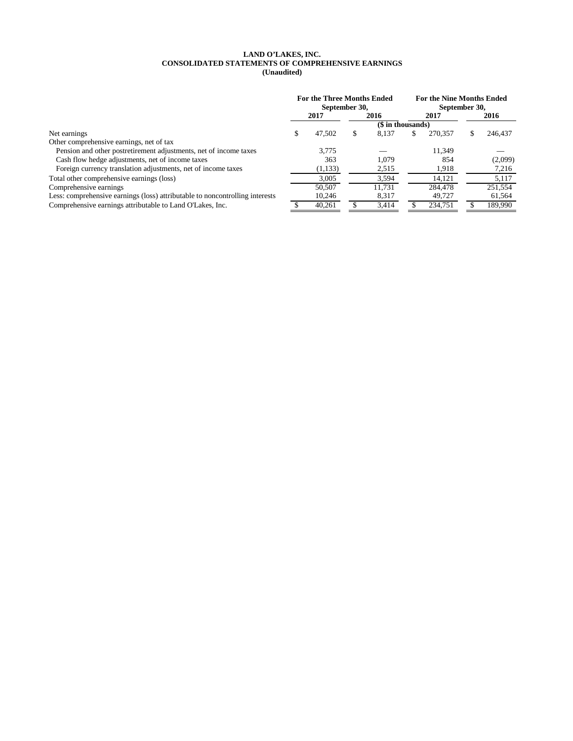**LAND O'LAKES, INC.**
**CONSOLIDATED STATEMENTS OF COMPREHENSIVE EARNINGS**
**(Unaudited)**

| | For the Three Months Ended September 30, | | For the Nine Months Ended September 30, | |
|---|---|---|---|---|
| | 2017 | 2016 | 2017 | 2016 |
| | ($ in thousands) | | | |
| Net earnings | $ 47,502 | $ 8,137 | $ 270,357 | $ 246,437 |
| Other comprehensive earnings, net of tax | | | | |
| Pension and other postretirement adjustments, net of income taxes | 3,775 | — | 11,349 | — |
| Cash flow hedge adjustments, net of income taxes | 363 | 1,079 | 854 | (2,099) |
| Foreign currency translation adjustments, net of income taxes | (1,133) | 2,515 | 1,918 | 7,216 |
| Total other comprehensive earnings (loss) | 3,005 | 3,594 | 14,121 | 5,117 |
| Comprehensive earnings | 50,507 | 11,731 | 284,478 | 251,554 |
| Less: comprehensive earnings (loss) attributable to noncontrolling interests | 10,246 | 8,317 | 49,727 | 61,564 |
| Comprehensive earnings attributable to Land O'Lakes, Inc. | $ 40,261 | $ 3,414 | $ 234,751 | $ 189,990 |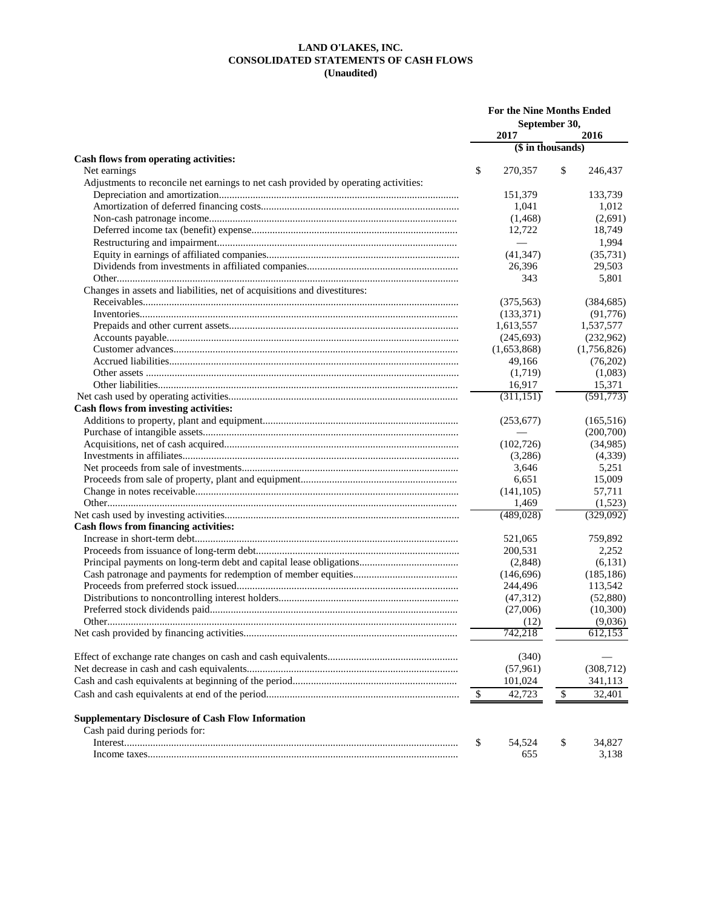**LAND O'LAKES, INC.**
**CONSOLIDATED STATEMENTS OF CASH FLOWS**
**(Unaudited)**

| | For the Nine Months Ended September 30, 2017 | 2016 |
|---|---|---|
| | ($ in thousands) | |
| **Cash flows from operating activities:** | | |
| Net earnings | $ 270,357 | $ 246,437 |
| Adjustments to reconcile net earnings to net cash provided by operating activities: | | |
| Depreciation and amortization | 151,379 | 133,739 |
| Amortization of deferred financing costs | 1,041 | 1,012 |
| Non-cash patronage income | (1,468) | (2,691) |
| Deferred income tax (benefit) expense | 12,722 | 18,749 |
| Restructuring and impairment | — | 1,994 |
| Equity in earnings of affiliated companies | (41,347) | (35,731) |
| Dividends from investments in affiliated companies | 26,396 | 29,503 |
| Other | 343 | 5,801 |
| Changes in assets and liabilities, net of acquisitions and divestitures: | | |
| Receivables | (375,563) | (384,685) |
| Inventories | (133,371) | (91,776) |
| Prepaids and other current assets | 1,613,557 | 1,537,577 |
| Accounts payable | (245,693) | (232,962) |
| Customer advances | (1,653,868) | (1,756,826) |
| Accrued liabilities | 49,166 | (76,202) |
| Other assets | (1,719) | (1,083) |
| Other liabilities | 16,917 | 15,371 |
| Net cash used by operating activities | (311,151) | (591,773) |
| **Cash flows from investing activities:** | | |
| Additions to property, plant and equipment | (253,677) | (165,516) |
| Purchase of intangible assets | — | (200,700) |
| Acquisitions, net of cash acquired | (102,726) | (34,985) |
| Investments in affiliates | (3,286) | (4,339) |
| Net proceeds from sale of investments | 3,646 | 5,251 |
| Proceeds from sale of property, plant and equipment | 6,651 | 15,009 |
| Change in notes receivable | (141,105) | 57,711 |
| Other | 1,469 | (1,523) |
| Net cash used by investing activities | (489,028) | (329,092) |
| **Cash flows from financing activities:** | | |
| Increase in short-term debt | 521,065 | 759,892 |
| Proceeds from issuance of long-term debt | 200,531 | 2,252 |
| Principal payments on long-term debt and capital lease obligations | (2,848) | (6,131) |
| Cash patronage and payments for redemption of member equities | (146,696) | (185,186) |
| Proceeds from preferred stock issued | 244,496 | 113,542 |
| Distributions to noncontrolling interest holders | (47,312) | (52,880) |
| Preferred stock dividends paid | (27,006) | (10,300) |
| Other | (12) | (9,036) |
| Net cash provided by financing activities | 742,218 | 612,153 |
| Effect of exchange rate changes on cash and cash equivalents | (340) | — |
| Net decrease in cash and cash equivalents | (57,961) | (308,712) |
| Cash and cash equivalents at beginning of the period | 101,024 | 341,113 |
| Cash and cash equivalents at end of the period | $ 42,723 | $ 32,401 |
| **Supplementary Disclosure of Cash Flow Information** | | |
| Cash paid during periods for: | | |
| Interest | $ 54,524 | $ 34,827 |
| Income taxes | 655 | 3,138 |